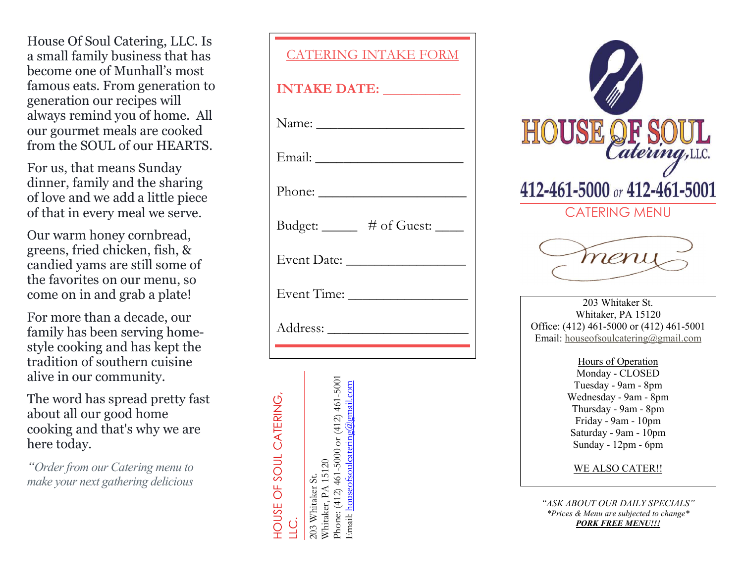House Of Soul Catering, LLC. Is a small family business that has become one of Munhall's most famous eats. From generation to generation our recipes will always remind you of home. All our gourmet meals are cooked from the SOUL of our HEARTS.

For us, that means Sunday dinner, family and the sharing of love and we add a little piece of that in every meal we serve.

Our warm honey cornbread, greens, fried chicken, fish, & candied yams are still some of the favorites on our menu, so come on in and grab a plate!

For more than a decade, our family has been serving home-style cooking and has kept the tradition of southern cuisine alive in our community.

The word has spread pretty fast about all our good home cooking and that's why we are here today.

*"Order from our Catering menu to make your next gathering delicious*

## CATERING INTAKE FORM

**INTAKE DATE:** __________

Name: ____________________

Email: ____________________

Phone: ____________________

Budget: _____ # of Guest: ____

Event Date: ________________

Event Time: ________________

Address: ___________________

HOUSE OF SOUL CATERING, LLC.

203 Whitaker St.
Whitaker, PA 15120
Phone: (412) 461-5000 or (412) 461-5001
Email: houseofsoulcatering@gmail.com

# HOUSE OF SOUL Catering, LLC.

**412-461-5000 or 412-461-5001**

CATERING MENU

menu

203 Whitaker St.
Whitaker, PA 15120
Office: (412) 461-5000 or (412) 461-5001
Email: houseofsoulcatering@gmail.com

Hours of Operation
Monday - CLOSED
Tuesday - 9am - 8pm
Wednesday - 9am - 8pm
Thursday - 9am - 8pm
Friday - 9am - 10pm
Saturday - 9am - 10pm
Sunday - 12pm - 6pm

WE ALSO CATER!!

*"ASK ABOUT OUR DAILY SPECIALS"*
*\*Prices & Menu are subjected to change\**
***PORK FREE MENU!!!***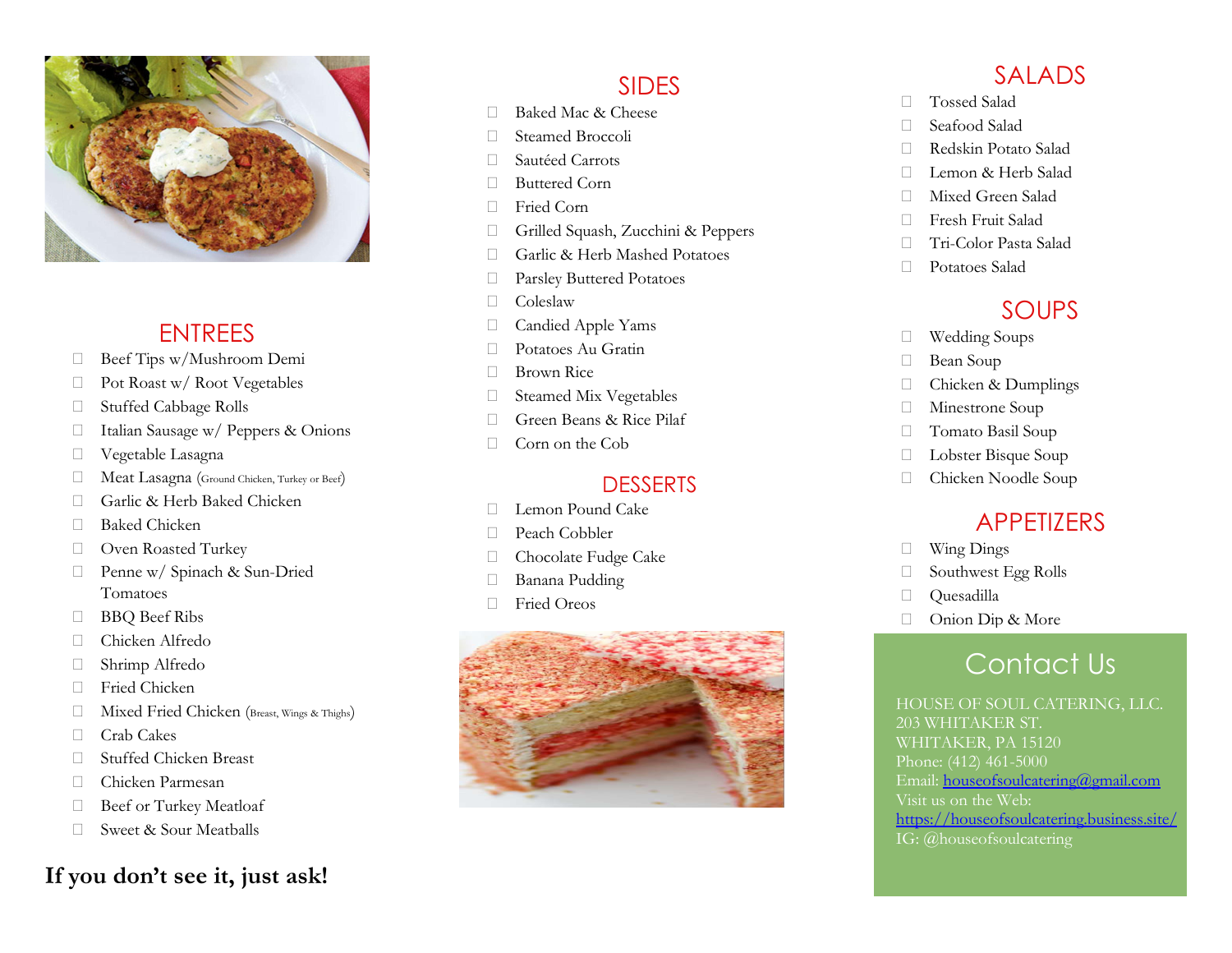## ENTREES

- Beef Tips w/Mushroom Demi
- Pot Roast w/ Root Vegetables
- Stuffed Cabbage Rolls
- Italian Sausage w/ Peppers & Onions
- Vegetable Lasagna
- Meat Lasagna (Ground Chicken, Turkey or Beef)
- Garlic & Herb Baked Chicken
- Baked Chicken
- Oven Roasted Turkey
- Penne w/ Spinach & Sun-Dried Tomatoes
- BBQ Beef Ribs
- Chicken Alfredo
- Shrimp Alfredo
- Fried Chicken
- Mixed Fried Chicken (Breast, Wings & Thighs)
- Crab Cakes
- Stuffed Chicken Breast
- Chicken Parmesan
- Beef or Turkey Meatloaf
- Sweet & Sour Meatballs

**If you don't see it, just ask!**

## SIDES

- Baked Mac & Cheese
- Steamed Broccoli
- Sautéed Carrots
- Buttered Corn
- Fried Corn
- Grilled Squash, Zucchini & Peppers
- Garlic & Herb Mashed Potatoes
- Parsley Buttered Potatoes
- Coleslaw
- Candied Apple Yams
- Potatoes Au Gratin
- Brown Rice
- Steamed Mix Vegetables
- Green Beans & Rice Pilaf
- Corn on the Cob

## DESSERTS

- Lemon Pound Cake
- Peach Cobbler
- Chocolate Fudge Cake
- Banana Pudding
- Fried Oreos

## SALADS

- Tossed Salad
- Seafood Salad
- Redskin Potato Salad
- Lemon & Herb Salad
- Mixed Green Salad
- Fresh Fruit Salad
- Tri-Color Pasta Salad
- Potatoes Salad

## SOUPS

- Wedding Soups
- Bean Soup
- Chicken & Dumplings
- Minestrone Soup
- Tomato Basil Soup
- Lobster Bisque Soup
- Chicken Noodle Soup

## APPETIZERS

- Wing Dings
- Southwest Egg Rolls
- Quesadilla
- Onion Dip & More

## Contact Us

HOUSE OF SOUL CATERING, LLC.
203 WHITAKER ST.
WHITAKER, PA 15120
Phone: (412) 461-5000
Email: houseofsoulcatering@gmail.com
Visit us on the Web:
https://houseofsoulcatering.business.site/
IG: @houseofsoulcatering